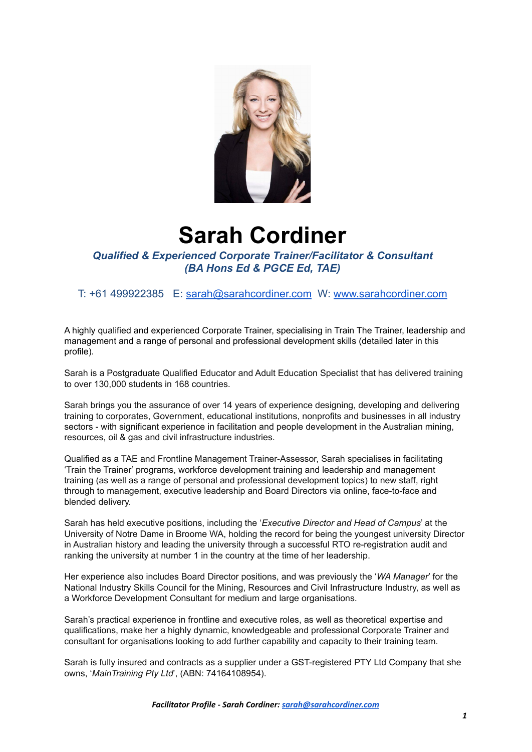# Sarah Cordiner

***Qualified & Experienced Corporate Trainer/Facilitator & Consultant***
***(BA Hons Ed & PGCE Ed, TAE)***

T: +61 499922385 E: [sarah@sarahcordiner.com](mailto:sarah@sarahcordiner.com) W: [www.sarahcordiner.com](http://www.sarahcordiner.com)

A highly qualified and experienced Corporate Trainer, specialising in Train The Trainer, leadership and management and a range of personal and professional development skills (detailed later in this profile).

Sarah is a Postgraduate Qualified Educator and Adult Education Specialist that has delivered training to over 130,000 students in 168 countries.

Sarah brings you the assurance of over 14 years of experience designing, developing and delivering training to corporates, Government, educational institutions, nonprofits and businesses in all industry sectors - with significant experience in facilitation and people development in the Australian mining, resources, oil & gas and civil infrastructure industries.

Qualified as a TAE and Frontline Management Trainer-Assessor, Sarah specialises in facilitating 'Train the Trainer' programs, workforce development training and leadership and management training (as well as a range of personal and professional development topics) to new staff, right through to management, executive leadership and Board Directors via online, face-to-face and blended delivery.

Sarah has held executive positions, including the '*Executive Director and Head of Campus*' at the University of Notre Dame in Broome WA, holding the record for being the youngest university Director in Australian history and leading the university through a successful RTO re-registration audit and ranking the university at number 1 in the country at the time of her leadership.

Her experience also includes Board Director positions, and was previously the '*WA Manager*' for the National Industry Skills Council for the Mining, Resources and Civil Infrastructure Industry, as well as a Workforce Development Consultant for medium and large organisations.

Sarah's practical experience in frontline and executive roles, as well as theoretical expertise and qualifications, make her a highly dynamic, knowledgeable and professional Corporate Trainer and consultant for organisations looking to add further capability and capacity to their training team.

Sarah is fully insured and contracts as a supplier under a GST-registered PTY Ltd Company that she owns, '*MainTraining Pty Ltd*', (ABN: 74164108954).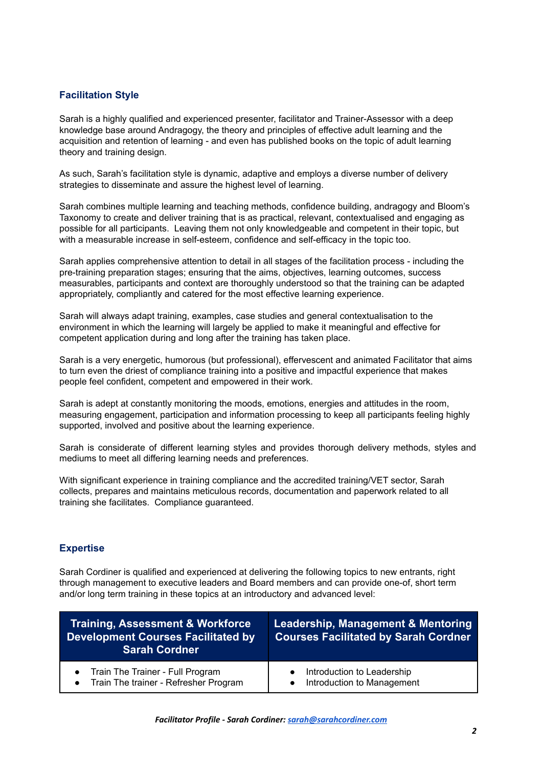## Facilitation Style

Sarah is a highly qualified and experienced presenter, facilitator and Trainer-Assessor with a deep knowledge base around Andragogy, the theory and principles of effective adult learning and the acquisition and retention of learning - and even has published books on the topic of adult learning theory and training design.

As such, Sarah's facilitation style is dynamic, adaptive and employs a diverse number of delivery strategies to disseminate and assure the highest level of learning.

Sarah combines multiple learning and teaching methods, confidence building, andragogy and Bloom's Taxonomy to create and deliver training that is as practical, relevant, contextualised and engaging as possible for all participants. Leaving them not only knowledgeable and competent in their topic, but with a measurable increase in self-esteem, confidence and self-efficacy in the topic too.

Sarah applies comprehensive attention to detail in all stages of the facilitation process - including the pre-training preparation stages; ensuring that the aims, objectives, learning outcomes, success measurables, participants and context are thoroughly understood so that the training can be adapted appropriately, compliantly and catered for the most effective learning experience.

Sarah will always adapt training, examples, case studies and general contextualisation to the environment in which the learning will largely be applied to make it meaningful and effective for competent application during and long after the training has taken place.

Sarah is a very energetic, humorous (but professional), effervescent and animated Facilitator that aims to turn even the driest of compliance training into a positive and impactful experience that makes people feel confident, competent and empowered in their work.

Sarah is adept at constantly monitoring the moods, emotions, energies and attitudes in the room, measuring engagement, participation and information processing to keep all participants feeling highly supported, involved and positive about the learning experience.

Sarah is considerate of different learning styles and provides thorough delivery methods, styles and mediums to meet all differing learning needs and preferences.

With significant experience in training compliance and the accredited training/VET sector, Sarah collects, prepares and maintains meticulous records, documentation and paperwork related to all training she facilitates. Compliance guaranteed.

## Expertise

Sarah Cordiner is qualified and experienced at delivering the following topics to new entrants, right through management to executive leaders and Board members and can provide one-of, short term and/or long term training in these topics at an introductory and advanced level:

| Training, Assessment & Workforce Development Courses Facilitated by Sarah Cordner | Leadership, Management & Mentoring Courses Facilitated by Sarah Cordner |
|---|---|
| • Train The Trainer - Full Program<br>• Train The trainer - Refresher Program | • Introduction to Leadership<br>• Introduction to Management |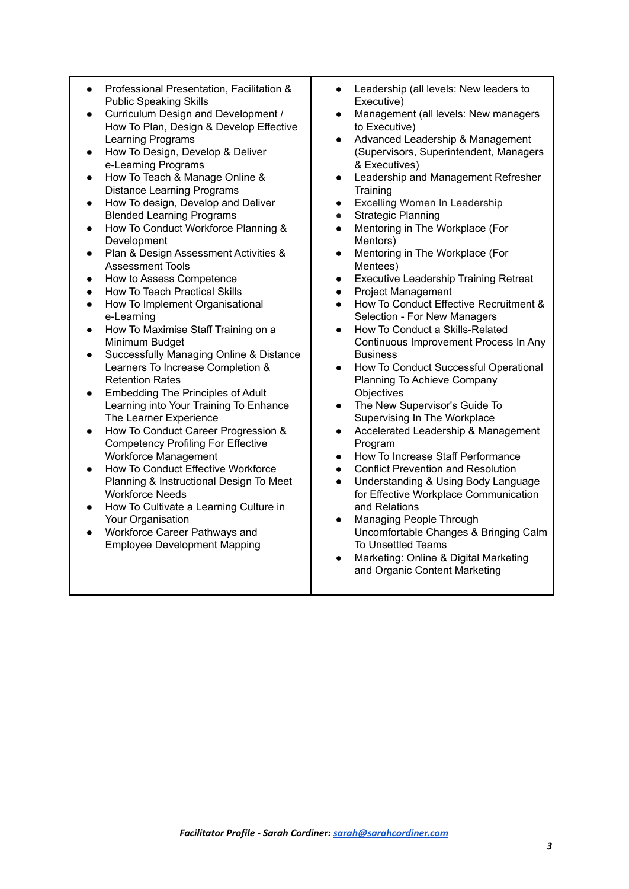- Professional Presentation, Facilitation & Public Speaking Skills
- Curriculum Design and Development / How To Plan, Design & Develop Effective Learning Programs
- How To Design, Develop & Deliver e-Learning Programs
- How To Teach & Manage Online & Distance Learning Programs
- How To design, Develop and Deliver Blended Learning Programs
- How To Conduct Workforce Planning & Development
- Plan & Design Assessment Activities & Assessment Tools
- How to Assess Competence
- How To Teach Practical Skills
- How To Implement Organisational e-Learning
- How To Maximise Staff Training on a Minimum Budget
- Successfully Managing Online & Distance Learners To Increase Completion & Retention Rates
- Embedding The Principles of Adult Learning into Your Training To Enhance The Learner Experience
- How To Conduct Career Progression & Competency Profiling For Effective Workforce Management
- How To Conduct Effective Workforce Planning & Instructional Design To Meet Workforce Needs
- How To Cultivate a Learning Culture in Your Organisation
- Workforce Career Pathways and Employee Development Mapping
- Leadership (all levels: New leaders to Executive)
- Management (all levels: New managers to Executive)
- Advanced Leadership & Management (Supervisors, Superintendent, Managers & Executives)
- Leadership and Management Refresher Training
- Excelling Women In Leadership
- Strategic Planning
- Mentoring in The Workplace (For Mentors)
- Mentoring in The Workplace (For Mentees)
- Executive Leadership Training Retreat
- Project Management
- How To Conduct Effective Recruitment & Selection - For New Managers
- How To Conduct a Skills-Related Continuous Improvement Process In Any Business
- How To Conduct Successful Operational Planning To Achieve Company Objectives
- The New Supervisor's Guide To Supervising In The Workplace
- Accelerated Leadership & Management Program
- How To Increase Staff Performance
- Conflict Prevention and Resolution
- Understanding & Using Body Language for Effective Workplace Communication and Relations
- Managing People Through Uncomfortable Changes & Bringing Calm To Unsettled Teams
- Marketing: Online & Digital Marketing and Organic Content Marketing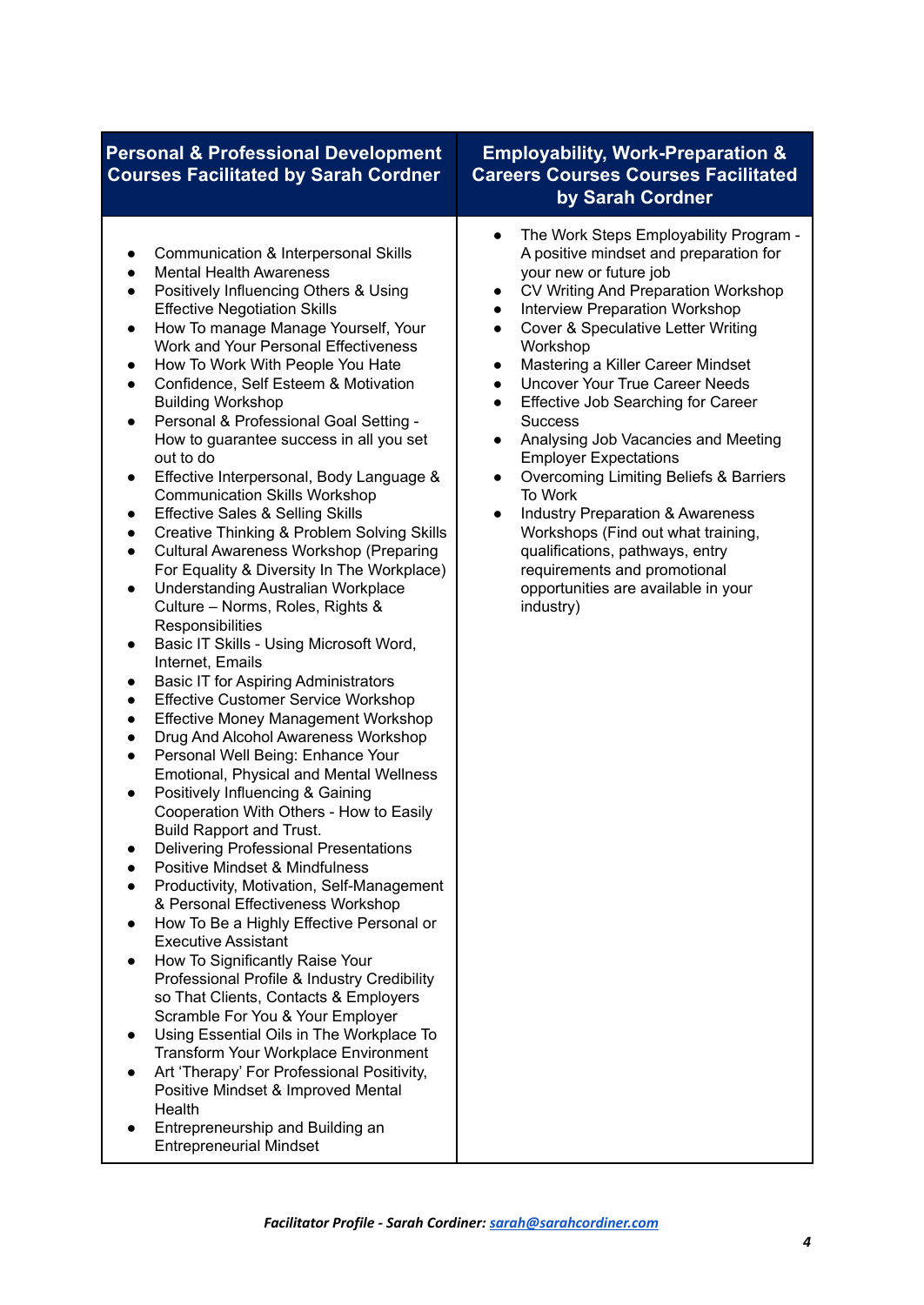| Personal & Professional Development Courses Facilitated by Sarah Cordner | Employability, Work-Preparation & Careers Courses Courses Facilitated by Sarah Cordner |
|---|---|
| • Communication & Interpersonal Skills<br>• Mental Health Awareness<br>• Positively Influencing Others & Using Effective Negotiation Skills<br>• How To manage Manage Yourself, Your Work and Your Personal Effectiveness<br>• How To Work With People You Hate<br>• Confidence, Self Esteem & Motivation Building Workshop<br>• Personal & Professional Goal Setting - How to guarantee success in all you set out to do<br>• Effective Interpersonal, Body Language & Communication Skills Workshop<br>• Effective Sales & Selling Skills<br>• Creative Thinking & Problem Solving Skills<br>• Cultural Awareness Workshop (Preparing For Equality & Diversity In The Workplace)<br>• Understanding Australian Workplace Culture – Norms, Roles, Rights & Responsibilities<br>• Basic IT Skills - Using Microsoft Word, Internet, Emails<br>• Basic IT for Aspiring Administrators<br>• Effective Customer Service Workshop<br>• Effective Money Management Workshop<br>• Drug And Alcohol Awareness Workshop<br>• Personal Well Being: Enhance Your Emotional, Physical and Mental Wellness<br>• Positively Influencing & Gaining Cooperation With Others - How to Easily Build Rapport and Trust.<br>• Delivering Professional Presentations<br>• Positive Mindset & Mindfulness<br>• Productivity, Motivation, Self-Management & Personal Effectiveness Workshop<br>• How To Be a Highly Effective Personal or Executive Assistant<br>• How To Significantly Raise Your Professional Profile & Industry Credibility so That Clients, Contacts & Employers Scramble For You & Your Employer<br>• Using Essential Oils in The Workplace To Transform Your Workplace Environment<br>• Art 'Therapy' For Professional Positivity, Positive Mindset & Improved Mental Health<br>• Entrepreneurship and Building an Entrepreneurial Mindset | • The Work Steps Employability Program - A positive mindset and preparation for your new or future job<br>• CV Writing And Preparation Workshop<br>• Interview Preparation Workshop<br>• Cover & Speculative Letter Writing Workshop<br>• Mastering a Killer Career Mindset<br>• Uncover Your True Career Needs<br>• Effective Job Searching for Career Success<br>• Analysing Job Vacancies and Meeting Employer Expectations<br>• Overcoming Limiting Beliefs & Barriers To Work<br>• Industry Preparation & Awareness Workshops (Find out what training, qualifications, pathways, entry requirements and promotional opportunities are available in your industry) |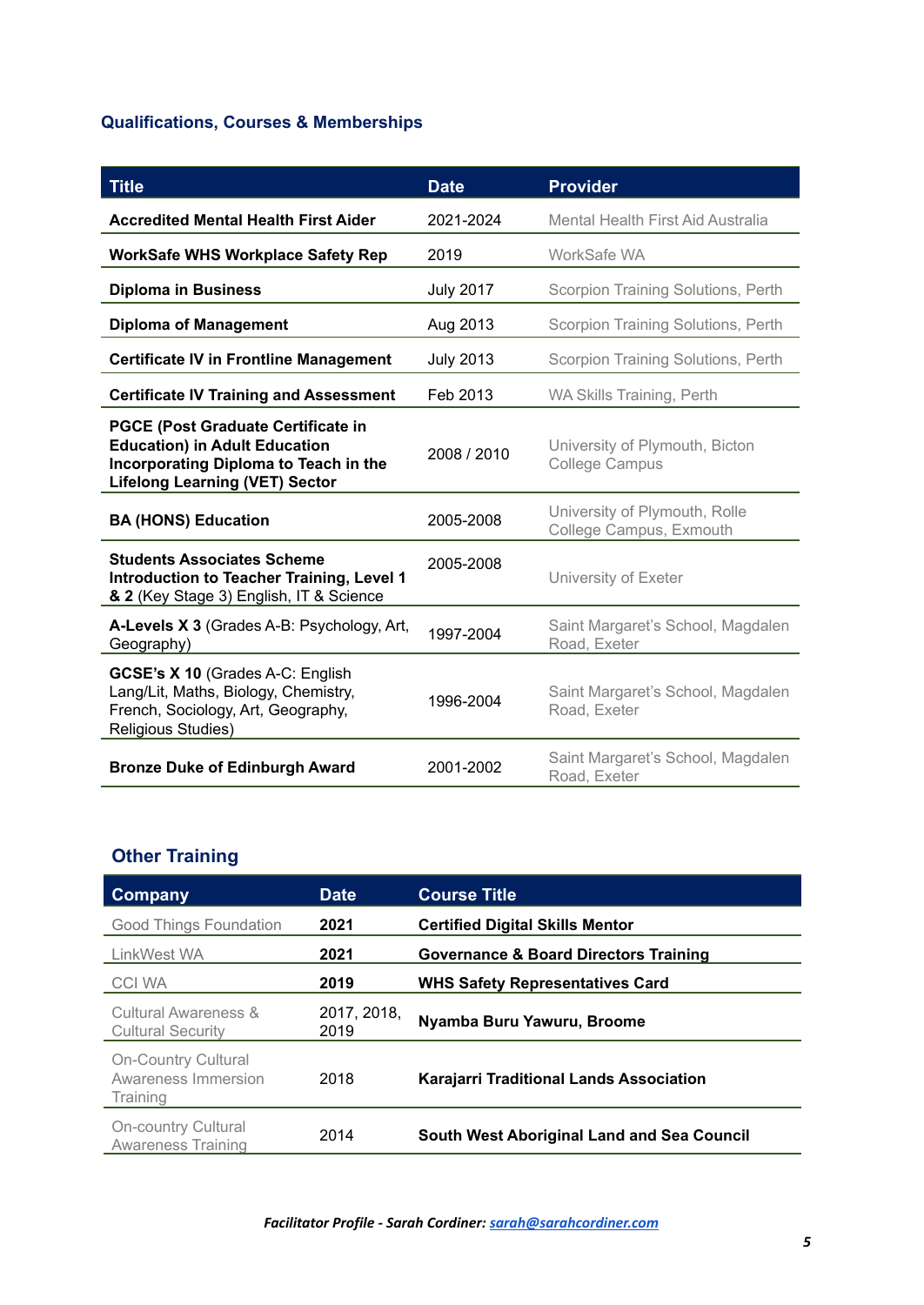## Qualifications, Courses & Memberships

| Title | Date | Provider |
|---|---|---|
| **Accredited Mental Health First Aider** | 2021-2024 | Mental Health First Aid Australia |
| **WorkSafe WHS Workplace Safety Rep** | 2019 | WorkSafe WA |
| **Diploma in Business** | July 2017 | Scorpion Training Solutions, Perth |
| **Diploma of Management** | Aug 2013 | Scorpion Training Solutions, Perth |
| **Certificate IV in Frontline Management** | July 2013 | Scorpion Training Solutions, Perth |
| **Certificate IV Training and Assessment** | Feb 2013 | WA Skills Training, Perth |
| **PGCE (Post Graduate Certificate in Education) in Adult Education Incorporating Diploma to Teach in the Lifelong Learning (VET) Sector** | 2008 / 2010 | University of Plymouth, Bicton College Campus |
| **BA (HONS) Education** | 2005-2008 | University of Plymouth, Rolle College Campus, Exmouth |
| **Students Associates Scheme Introduction to Teacher Training, Level 1 & 2** (Key Stage 3) English, IT & Science | 2005-2008 | University of Exeter |
| **A-Levels X 3** (Grades A-B: Psychology, Art, Geography) | 1997-2004 | Saint Margaret's School, Magdalen Road, Exeter |
| **GCSE's X 10** (Grades A-C: English Lang/Lit, Maths, Biology, Chemistry, French, Sociology, Art, Geography, Religious Studies) | 1996-2004 | Saint Margaret's School, Magdalen Road, Exeter |
| **Bronze Duke of Edinburgh Award** | 2001-2002 | Saint Margaret's School, Magdalen Road, Exeter |

## Other Training

| Company | Date | Course Title |
|---|---|---|
| Good Things Foundation | **2021** | **Certified Digital Skills Mentor** |
| LinkWest WA | **2021** | **Governance & Board Directors Training** |
| CCI WA | **2019** | **WHS Safety Representatives Card** |
| Cultural Awareness & Cultural Security | 2017, 2018, 2019 | **Nyamba Buru Yawuru, Broome** |
| On-Country Cultural Awareness Immersion Training | 2018 | **Karajarri Traditional Lands Association** |
| On-country Cultural Awareness Training | 2014 | **South West Aboriginal Land and Sea Council** |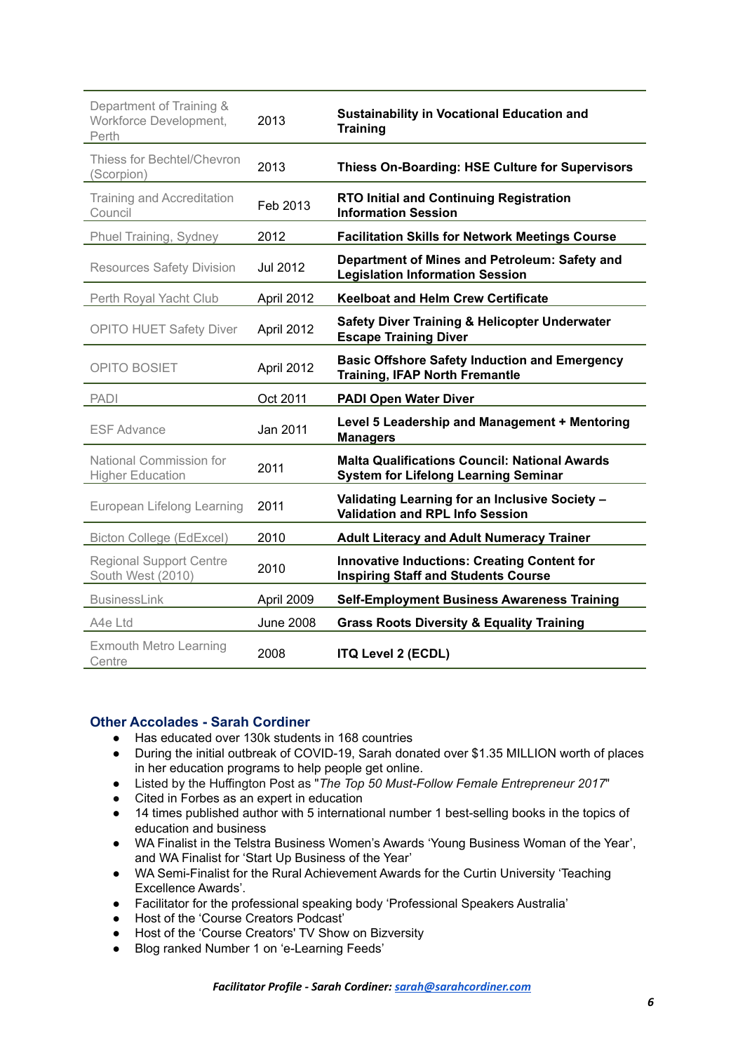| | | |
|---|---|---|
| Department of Training & Workforce Development, Perth | 2013 | **Sustainability in Vocational Education and Training** |
| Thiess for Bechtel/Chevron (Scorpion) | 2013 | **Thiess On-Boarding: HSE Culture for Supervisors** |
| Training and Accreditation Council | Feb 2013 | **RTO Initial and Continuing Registration Information Session** |
| Phuel Training, Sydney | 2012 | **Facilitation Skills for Network Meetings Course** |
| Resources Safety Division | Jul 2012 | **Department of Mines and Petroleum: Safety and Legislation Information Session** |
| Perth Royal Yacht Club | April 2012 | **Keelboat and Helm Crew Certificate** |
| OPITO HUET Safety Diver | April 2012 | **Safety Diver Training & Helicopter Underwater Escape Training Diver** |
| OPITO BOSIET | April 2012 | **Basic Offshore Safety Induction and Emergency Training, IFAP North Fremantle** |
| PADI | Oct 2011 | **PADI Open Water Diver** |
| ESF Advance | Jan 2011 | **Level 5 Leadership and Management + Mentoring Managers** |
| National Commission for Higher Education | 2011 | **Malta Qualifications Council: National Awards System for Lifelong Learning Seminar** |
| European Lifelong Learning | 2011 | **Validating Learning for an Inclusive Society – Validation and RPL Info Session** |
| Bicton College (EdExcel) | 2010 | **Adult Literacy and Adult Numeracy Trainer** |
| Regional Support Centre South West (2010) | 2010 | **Innovative Inductions: Creating Content for Inspiring Staff and Students Course** |
| BusinessLink | April 2009 | **Self-Employment Business Awareness Training** |
| A4e Ltd | June 2008 | **Grass Roots Diversity & Equality Training** |
| Exmouth Metro Learning Centre | 2008 | **ITQ Level 2 (ECDL)** |

## Other Accolades - Sarah Cordiner

- Has educated over 130k students in 168 countries
- During the initial outbreak of COVID-19, Sarah donated over $1.35 MILLION worth of places in her education programs to help people get online.
- Listed by the Huffington Post as "*The Top 50 Must-Follow Female Entrepreneur 2017*"
- Cited in Forbes as an expert in education
- 14 times published author with 5 international number 1 best-selling books in the topics of education and business
- WA Finalist in the Telstra Business Women's Awards 'Young Business Woman of the Year', and WA Finalist for 'Start Up Business of the Year'
- WA Semi-Finalist for the Rural Achievement Awards for the Curtin University 'Teaching Excellence Awards'.
- Facilitator for the professional speaking body 'Professional Speakers Australia'
- Host of the 'Course Creators Podcast'
- Host of the 'Course Creators' TV Show on Bizversity
- Blog ranked Number 1 on 'e-Learning Feeds'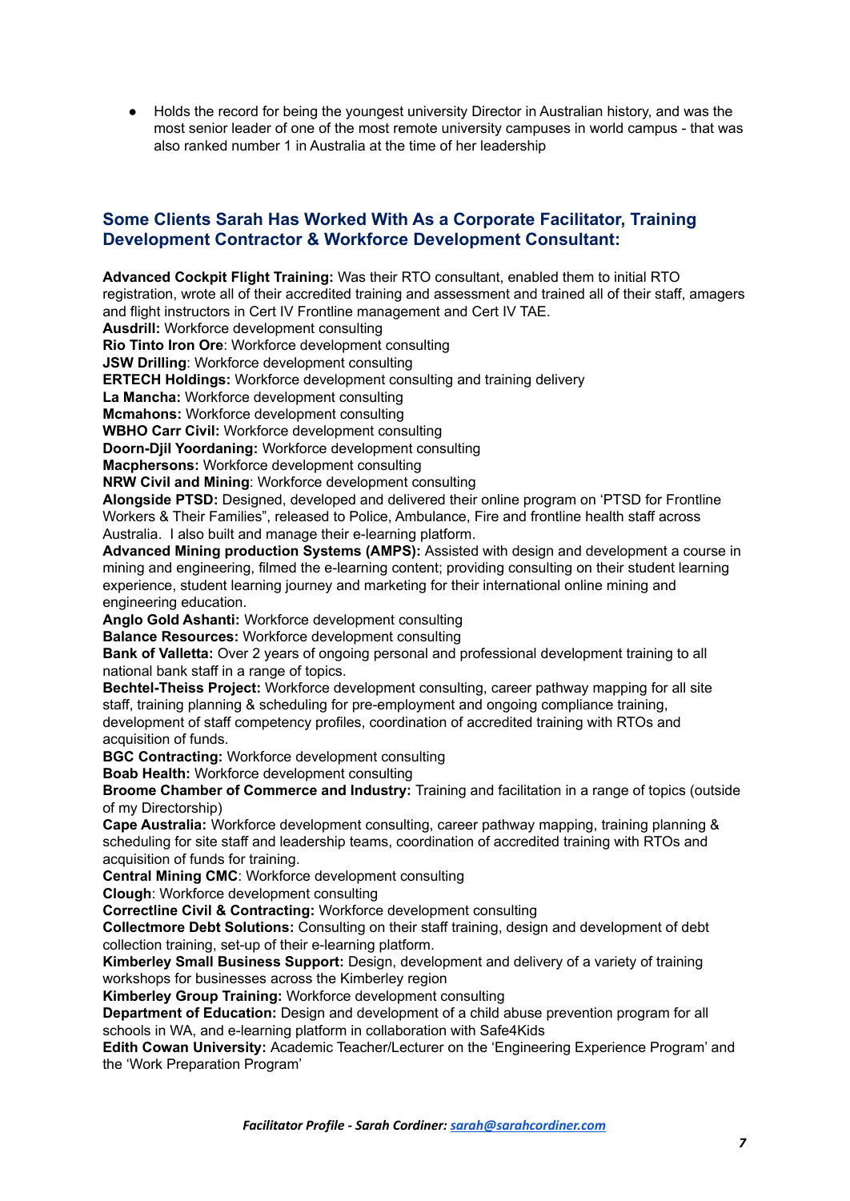- Holds the record for being the youngest university Director in Australian history, and was the most senior leader of one of the most remote university campuses in world campus - that was also ranked number 1 in Australia at the time of her leadership

## Some Clients Sarah Has Worked With As a Corporate Facilitator, Training Development Contractor & Workforce Development Consultant:

**Advanced Cockpit Flight Training:** Was their RTO consultant, enabled them to initial RTO registration, wrote all of their accredited training and assessment and trained all of their staff, amagers and flight instructors in Cert IV Frontline management and Cert IV TAE.
**Ausdrill:** Workforce development consulting
**Rio Tinto Iron Ore**: Workforce development consulting
**JSW Drilling**: Workforce development consulting
**ERTECH Holdings:** Workforce development consulting and training delivery
**La Mancha:** Workforce development consulting
**Mcmahons:** Workforce development consulting
**WBHO Carr Civil:** Workforce development consulting
**Doorn-Djil Yoordaning:** Workforce development consulting
**Macphersons:** Workforce development consulting
**NRW Civil and Mining**: Workforce development consulting
**Alongside PTSD:** Designed, developed and delivered their online program on 'PTSD for Frontline Workers & Their Families", released to Police, Ambulance, Fire and frontline health staff across Australia. I also built and manage their e-learning platform.
**Advanced Mining production Systems (AMPS):** Assisted with design and development a course in mining and engineering, filmed the e-learning content; providing consulting on their student learning experience, student learning journey and marketing for their international online mining and engineering education.
**Anglo Gold Ashanti:** Workforce development consulting
**Balance Resources:** Workforce development consulting
**Bank of Valletta:** Over 2 years of ongoing personal and professional development training to all national bank staff in a range of topics.
**Bechtel-Theiss Project:** Workforce development consulting, career pathway mapping for all site staff, training planning & scheduling for pre-employment and ongoing compliance training, development of staff competency profiles, coordination of accredited training with RTOs and acquisition of funds.
**BGC Contracting:** Workforce development consulting
**Boab Health:** Workforce development consulting
**Broome Chamber of Commerce and Industry:** Training and facilitation in a range of topics (outside of my Directorship)
**Cape Australia:** Workforce development consulting, career pathway mapping, training planning & scheduling for site staff and leadership teams, coordination of accredited training with RTOs and acquisition of funds for training.
**Central Mining CMC**: Workforce development consulting
**Clough**: Workforce development consulting
**Correctline Civil & Contracting:** Workforce development consulting
**Collectmore Debt Solutions:** Consulting on their staff training, design and development of debt collection training, set-up of their e-learning platform.
**Kimberley Small Business Support:** Design, development and delivery of a variety of training workshops for businesses across the Kimberley region
**Kimberley Group Training:** Workforce development consulting
**Department of Education:** Design and development of a child abuse prevention program for all schools in WA, and e-learning platform in collaboration with Safe4Kids
**Edith Cowan University:** Academic Teacher/Lecturer on the 'Engineering Experience Program' and the 'Work Preparation Program'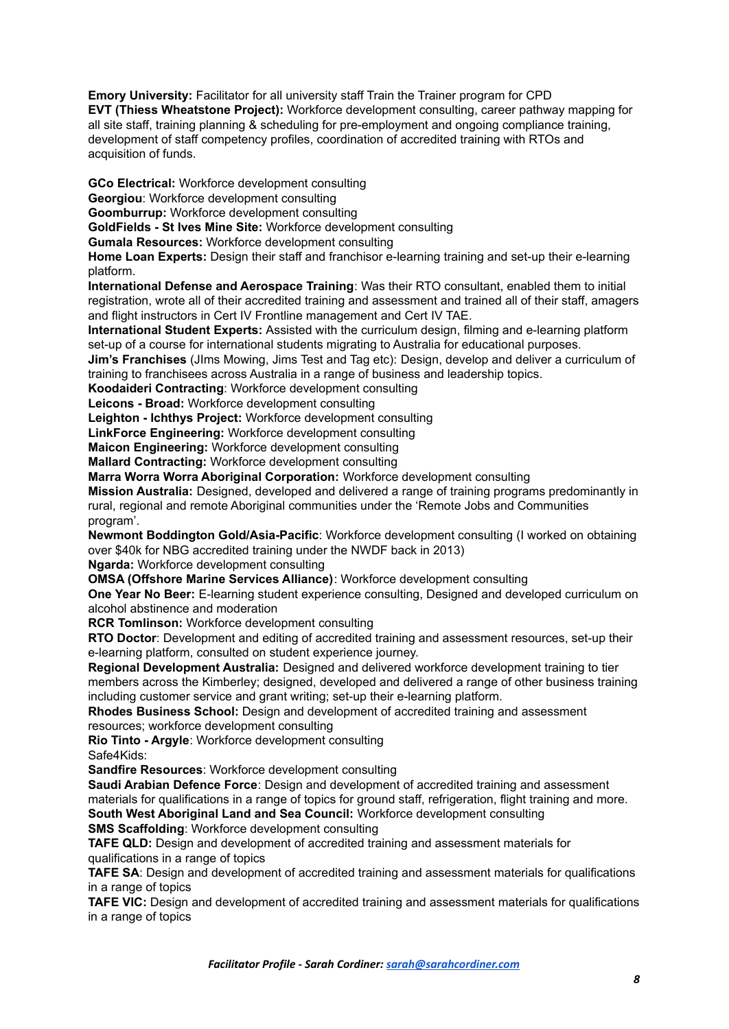**Emory University:** Facilitator for all university staff Train the Trainer program for CPD
**EVT (Thiess Wheatstone Project):** Workforce development consulting, career pathway mapping for all site staff, training planning & scheduling for pre-employment and ongoing compliance training, development of staff competency profiles, coordination of accredited training with RTOs and acquisition of funds.

**GCo Electrical:** Workforce development consulting
**Georgiou**: Workforce development consulting
**Goomburrup:** Workforce development consulting
**GoldFields - St Ives Mine Site:** Workforce development consulting
**Gumala Resources:** Workforce development consulting
**Home Loan Experts:** Design their staff and franchisor e-learning training and set-up their e-learning platform.
**International Defense and Aerospace Training**: Was their RTO consultant, enabled them to initial registration, wrote all of their accredited training and assessment and trained all of their staff, amagers and flight instructors in Cert IV Frontline management and Cert IV TAE.
**International Student Experts:** Assisted with the curriculum design, filming and e-learning platform set-up of a course for international students migrating to Australia for educational purposes.
**Jim's Franchises** (JIms Mowing, Jims Test and Tag etc): Design, develop and deliver a curriculum of training to franchisees across Australia in a range of business and leadership topics.
**Koodaideri Contracting**: Workforce development consulting
**Leicons - Broad:** Workforce development consulting
**Leighton - Ichthys Project:** Workforce development consulting
**LinkForce Engineering:** Workforce development consulting
**Maicon Engineering:** Workforce development consulting
**Mallard Contracting:** Workforce development consulting
**Marra Worra Worra Aboriginal Corporation:** Workforce development consulting
**Mission Australia:** Designed, developed and delivered a range of training programs predominantly in rural, regional and remote Aboriginal communities under the 'Remote Jobs and Communities program'.
**Newmont Boddington Gold/Asia-Pacific**: Workforce development consulting (I worked on obtaining over $40k for NBG accredited training under the NWDF back in 2013)
**Ngarda:** Workforce development consulting
**OMSA (Offshore Marine Services Alliance)**: Workforce development consulting
**One Year No Beer:** E-learning student experience consulting, Designed and developed curriculum on alcohol abstinence and moderation
**RCR Tomlinson:** Workforce development consulting
**RTO Doctor**: Development and editing of accredited training and assessment resources, set-up their e-learning platform, consulted on student experience journey.
**Regional Development Australia:** Designed and delivered workforce development training to tier members across the Kimberley; designed, developed and delivered a range of other business training including customer service and grant writing; set-up their e-learning platform.
**Rhodes Business School:** Design and development of accredited training and assessment resources; workforce development consulting
**Rio Tinto - Argyle**: Workforce development consulting
Safe4Kids:
**Sandfire Resources**: Workforce development consulting
**Saudi Arabian Defence Force**: Design and development of accredited training and assessment materials for qualifications in a range of topics for ground staff, refrigeration, flight training and more.
**South West Aboriginal Land and Sea Council:** Workforce development consulting
**SMS Scaffolding**: Workforce development consulting
**TAFE QLD:** Design and development of accredited training and assessment materials for qualifications in a range of topics
**TAFE SA**: Design and development of accredited training and assessment materials for qualifications in a range of topics
**TAFE VIC:** Design and development of accredited training and assessment materials for qualifications in a range of topics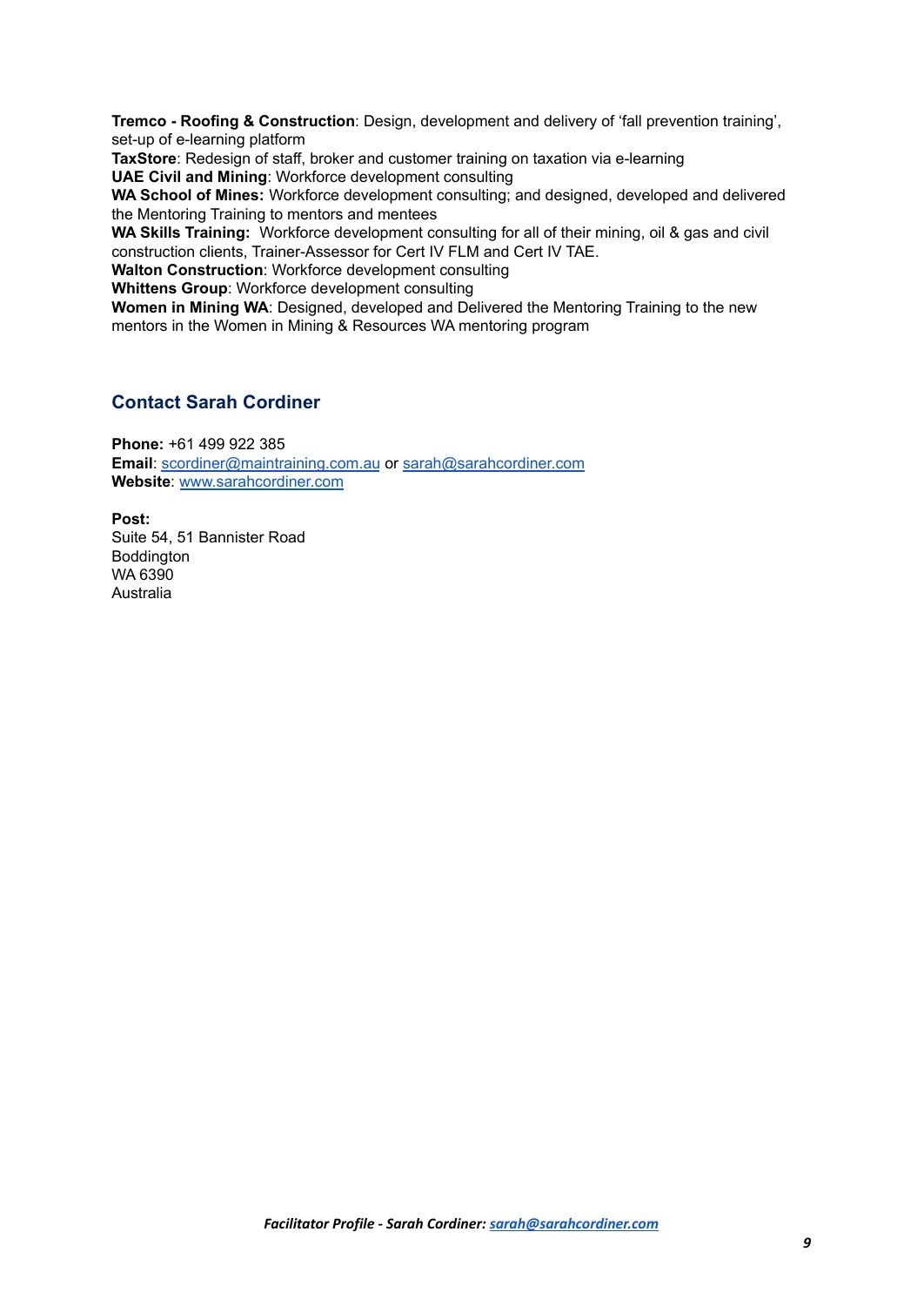**Tremco - Roofing & Construction**: Design, development and delivery of 'fall prevention training', set-up of e-learning platform

**TaxStore**: Redesign of staff, broker and customer training on taxation via e-learning

**UAE Civil and Mining**: Workforce development consulting

**WA School of Mines:** Workforce development consulting; and designed, developed and delivered the Mentoring Training to mentors and mentees

**WA Skills Training:** Workforce development consulting for all of their mining, oil & gas and civil construction clients, Trainer-Assessor for Cert IV FLM and Cert IV TAE.

**Walton Construction**: Workforce development consulting

**Whittens Group**: Workforce development consulting

**Women in Mining WA**: Designed, developed and Delivered the Mentoring Training to the new mentors in the Women in Mining & Resources WA mentoring program

## Contact Sarah Cordiner

**Phone:** +61 499 922 385
**Email**: scordiner@maintraining.com.au or sarah@sarahcordiner.com
**Website**: www.sarahcordiner.com

**Post:**
Suite 54, 51 Bannister Road
Boddington
WA 6390
Australia